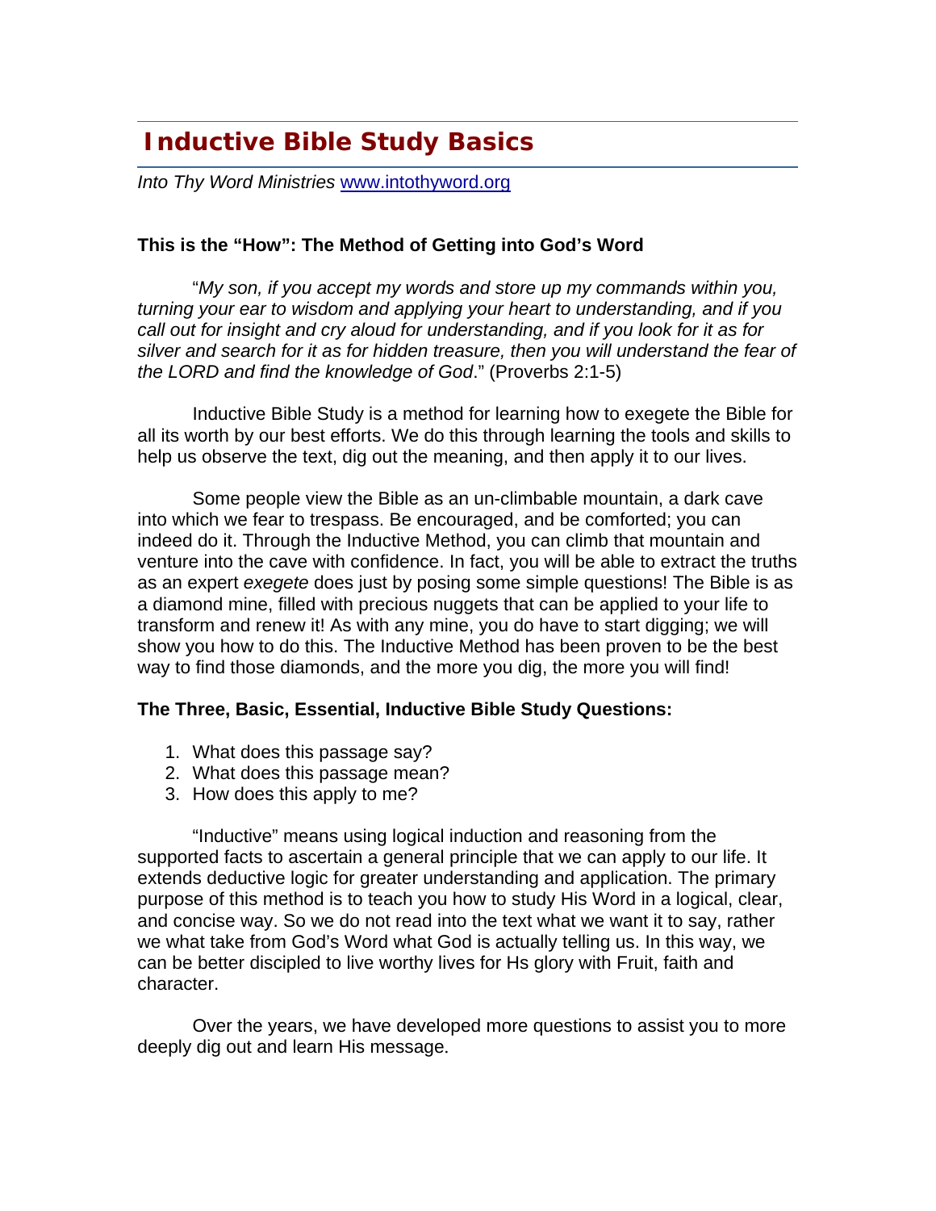# Inductive Bible Study Basics

*Into Thy Word Ministries* www.intothyword.org

**This is the "How": The Method of Getting into God's Word**

"*My son, if you accept my words and store up my commands within you, turning your ear to wisdom and applying your heart to understanding, and if you call out for insight and cry aloud for understanding, and if you look for it as for silver and search for it as for hidden treasure, then you will understand the fear of the LORD and find the knowledge of God*." (Proverbs 2:1-5)

Inductive Bible Study is a method for learning how to exegete the Bible for all its worth by our best efforts. We do this through learning the tools and skills to help us observe the text, dig out the meaning, and then apply it to our lives.

Some people view the Bible as an un-climbable mountain, a dark cave into which we fear to trespass. Be encouraged, and be comforted; you can indeed do it. Through the Inductive Method, you can climb that mountain and venture into the cave with confidence. In fact, you will be able to extract the truths as an expert *exegete* does just by posing some simple questions! The Bible is as a diamond mine, filled with precious nuggets that can be applied to your life to transform and renew it! As with any mine, you do have to start digging; we will show you how to do this. The Inductive Method has been proven to be the best way to find those diamonds, and the more you dig, the more you will find!

**The Three, Basic, Essential, Inductive Bible Study Questions:**

1. What does this passage say?
2. What does this passage mean?
3. How does this apply to me?

"Inductive" means using logical induction and reasoning from the supported facts to ascertain a general principle that we can apply to our life. It extends deductive logic for greater understanding and application. The primary purpose of this method is to teach you how to study His Word in a logical, clear, and concise way. So we do not read into the text what we want it to say, rather we what take from God's Word what God is actually telling us. In this way, we can be better discipled to live worthy lives for Hs glory with Fruit, faith and character.

Over the years, we have developed more questions to assist you to more deeply dig out and learn His message.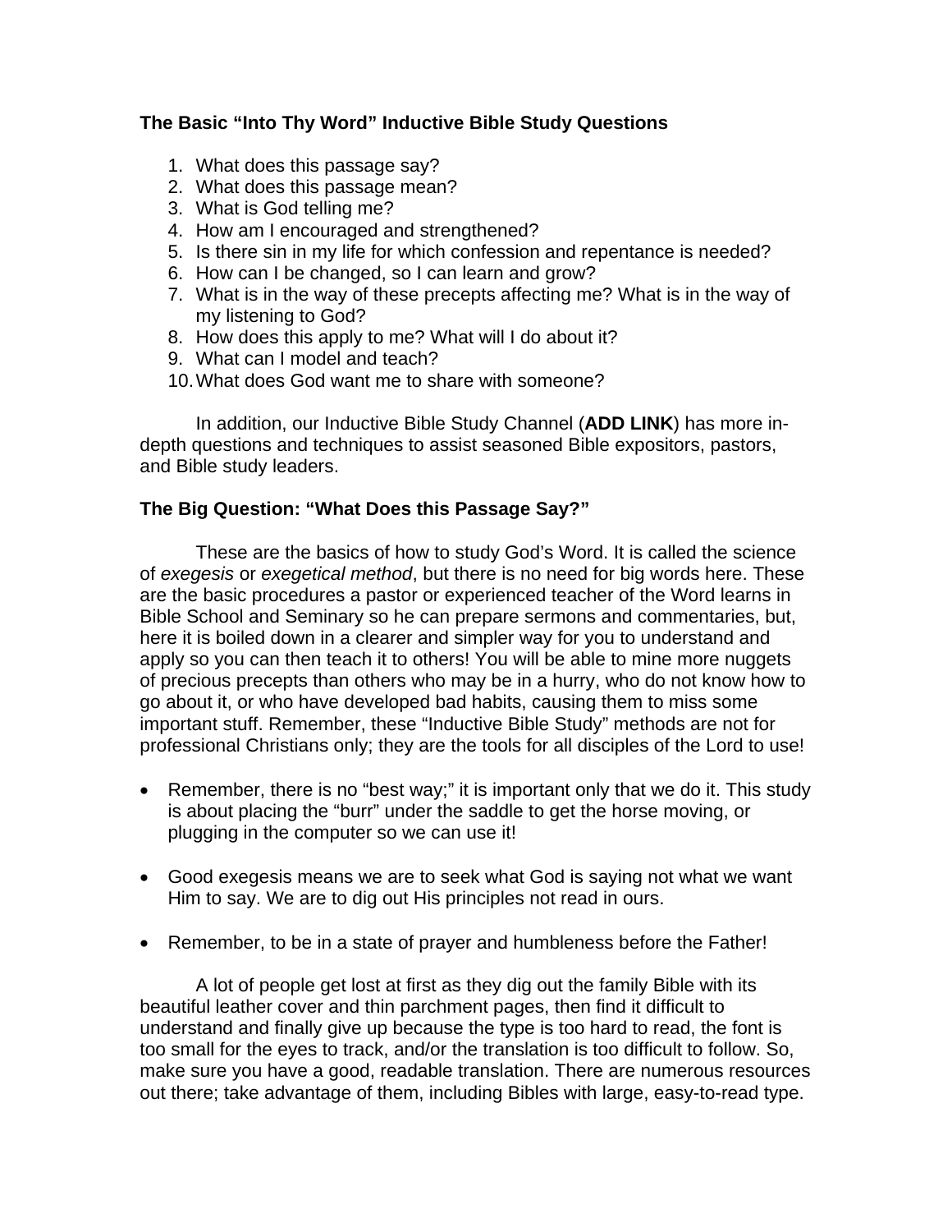**The Basic "Into Thy Word" Inductive Bible Study Questions**

1. What does this passage say?
2. What does this passage mean?
3. What is God telling me?
4. How am I encouraged and strengthened?
5. Is there sin in my life for which confession and repentance is needed?
6. How can I be changed, so I can learn and grow?
7. What is in the way of these precepts affecting me? What is in the way of my listening to God?
8. How does this apply to me? What will I do about it?
9. What can I model and teach?
10. What does God want me to share with someone?

In addition, our Inductive Bible Study Channel (**ADD LINK**) has more in-depth questions and techniques to assist seasoned Bible expositors, pastors, and Bible study leaders.

**The Big Question: "What Does this Passage Say?"**

These are the basics of how to study God's Word. It is called the science of *exegesis* or *exegetical method*, but there is no need for big words here. These are the basic procedures a pastor or experienced teacher of the Word learns in Bible School and Seminary so he can prepare sermons and commentaries, but, here it is boiled down in a clearer and simpler way for you to understand and apply so you can then teach it to others! You will be able to mine more nuggets of precious precepts than others who may be in a hurry, who do not know how to go about it, or who have developed bad habits, causing them to miss some important stuff. Remember, these "Inductive Bible Study" methods are not for professional Christians only; they are the tools for all disciples of the Lord to use!

- Remember, there is no "best way;" it is important only that we do it. This study is about placing the "burr" under the saddle to get the horse moving, or plugging in the computer so we can use it!

- Good exegesis means we are to seek what God is saying not what we want Him to say. We are to dig out His principles not read in ours.

- Remember, to be in a state of prayer and humbleness before the Father!

A lot of people get lost at first as they dig out the family Bible with its beautiful leather cover and thin parchment pages, then find it difficult to understand and finally give up because the type is too hard to read, the font is too small for the eyes to track, and/or the translation is too difficult to follow. So, make sure you have a good, readable translation. There are numerous resources out there; take advantage of them, including Bibles with large, easy-to-read type.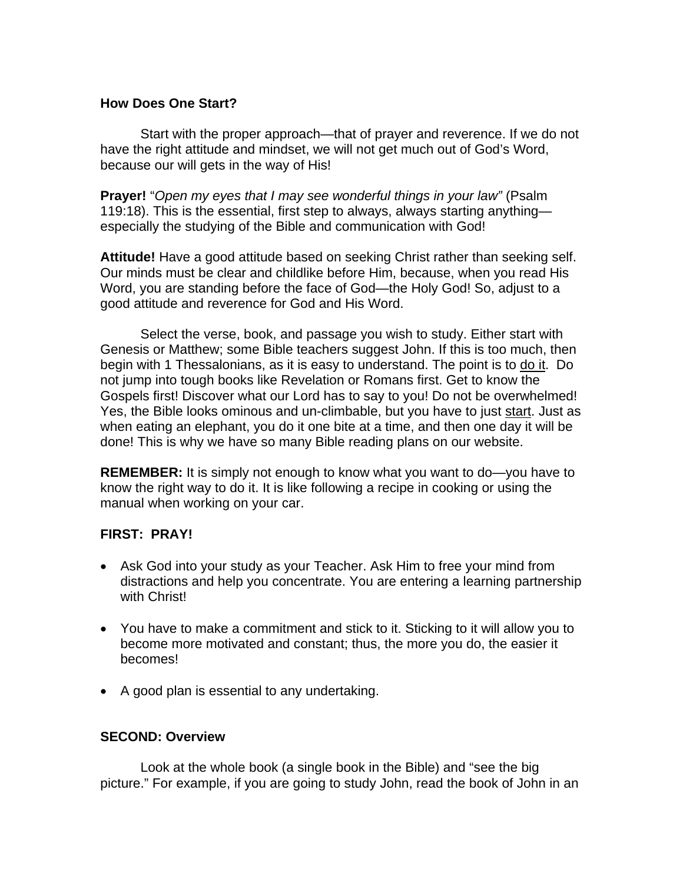**How Does One Start?**

Start with the proper approach—that of prayer and reverence. If we do not have the right attitude and mindset, we will not get much out of God's Word, because our will gets in the way of His!

**Prayer!** "*Open my eyes that I may see wonderful things in your law"* (Psalm 119:18). This is the essential, first step to always, always starting anything—especially the studying of the Bible and communication with God!

**Attitude!** Have a good attitude based on seeking Christ rather than seeking self. Our minds must be clear and childlike before Him, because, when you read His Word, you are standing before the face of God—the Holy God! So, adjust to a good attitude and reverence for God and His Word.

Select the verse, book, and passage you wish to study. Either start with Genesis or Matthew; some Bible teachers suggest John. If this is too much, then begin with 1 Thessalonians, as it is easy to understand. The point is to <u>do it</u>. Do not jump into tough books like Revelation or Romans first. Get to know the Gospels first! Discover what our Lord has to say to you! Do not be overwhelmed! Yes, the Bible looks ominous and un-climbable, but you have to just <u>start</u>. Just as when eating an elephant, you do it one bite at a time, and then one day it will be done! This is why we have so many Bible reading plans on our website.

**REMEMBER:** It is simply not enough to know what you want to do—you have to know the right way to do it. It is like following a recipe in cooking or using the manual when working on your car.

**FIRST: PRAY!**

- Ask God into your study as your Teacher. Ask Him to free your mind from distractions and help you concentrate. You are entering a learning partnership with Christ!
- You have to make a commitment and stick to it. Sticking to it will allow you to become more motivated and constant; thus, the more you do, the easier it becomes!
- A good plan is essential to any undertaking.

**SECOND: Overview**

Look at the whole book (a single book in the Bible) and "see the big picture." For example, if you are going to study John, read the book of John in an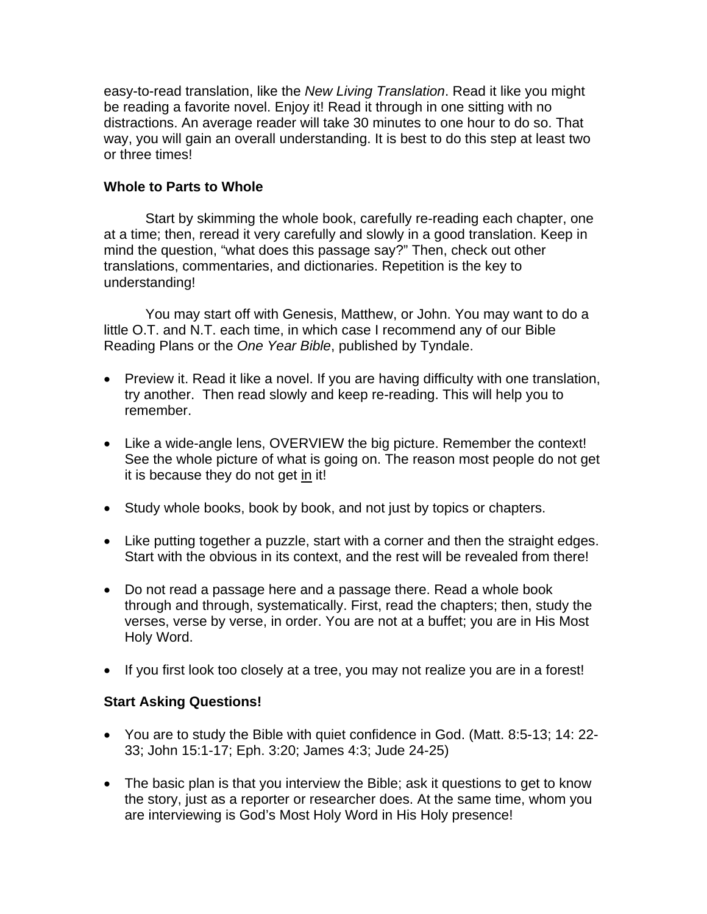easy-to-read translation, like the *New Living Translation*. Read it like you might be reading a favorite novel. Enjoy it! Read it through in one sitting with no distractions. An average reader will take 30 minutes to one hour to do so. That way, you will gain an overall understanding. It is best to do this step at least two or three times!

**Whole to Parts to Whole**

Start by skimming the whole book, carefully re-reading each chapter, one at a time; then, reread it very carefully and slowly in a good translation. Keep in mind the question, "what does this passage say?" Then, check out other translations, commentaries, and dictionaries. Repetition is the key to understanding!

You may start off with Genesis, Matthew, or John. You may want to do a little O.T. and N.T. each time, in which case I recommend any of our Bible Reading Plans or the *One Year Bible*, published by Tyndale.

- Preview it. Read it like a novel. If you are having difficulty with one translation, try another. Then read slowly and keep re-reading. This will help you to remember.
- Like a wide-angle lens, OVERVIEW the big picture. Remember the context! See the whole picture of what is going on. The reason most people do not get it is because they do not get <u>in</u> it!
- Study whole books, book by book, and not just by topics or chapters.
- Like putting together a puzzle, start with a corner and then the straight edges. Start with the obvious in its context, and the rest will be revealed from there!
- Do not read a passage here and a passage there. Read a whole book through and through, systematically. First, read the chapters; then, study the verses, verse by verse, in order. You are not at a buffet; you are in His Most Holy Word.
- If you first look too closely at a tree, you may not realize you are in a forest!

**Start Asking Questions!**

- You are to study the Bible with quiet confidence in God. (Matt. 8:5-13; 14: 22-33; John 15:1-17; Eph. 3:20; James 4:3; Jude 24-25)
- The basic plan is that you interview the Bible; ask it questions to get to know the story, just as a reporter or researcher does. At the same time, whom you are interviewing is God's Most Holy Word in His Holy presence!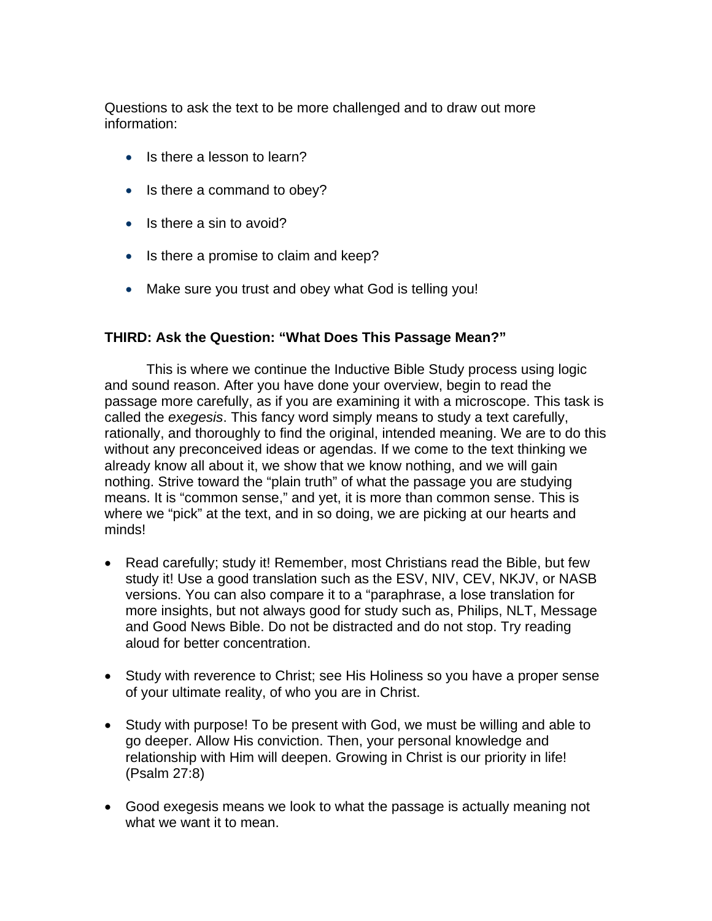Questions to ask the text to be more challenged and to draw out more information:

- Is there a lesson to learn?
- Is there a command to obey?
- Is there a sin to avoid?
- Is there a promise to claim and keep?
- Make sure you trust and obey what God is telling you!

**THIRD: Ask the Question: "What Does This Passage Mean?"**

This is where we continue the Inductive Bible Study process using logic and sound reason. After you have done your overview, begin to read the passage more carefully, as if you are examining it with a microscope. This task is called the *exegesis*. This fancy word simply means to study a text carefully, rationally, and thoroughly to find the original, intended meaning. We are to do this without any preconceived ideas or agendas. If we come to the text thinking we already know all about it, we show that we know nothing, and we will gain nothing. Strive toward the "plain truth" of what the passage you are studying means. It is "common sense," and yet, it is more than common sense. This is where we "pick" at the text, and in so doing, we are picking at our hearts and minds!

- Read carefully; study it! Remember, most Christians read the Bible, but few study it! Use a good translation such as the ESV, NIV, CEV, NKJV, or NASB versions. You can also compare it to a "paraphrase, a lose translation for more insights, but not always good for study such as, Philips, NLT, Message and Good News Bible. Do not be distracted and do not stop. Try reading aloud for better concentration.

- Study with reverence to Christ; see His Holiness so you have a proper sense of your ultimate reality, of who you are in Christ.

- Study with purpose! To be present with God, we must be willing and able to go deeper. Allow His conviction. Then, your personal knowledge and relationship with Him will deepen. Growing in Christ is our priority in life! (Psalm 27:8)

- Good exegesis means we look to what the passage is actually meaning not what we want it to mean.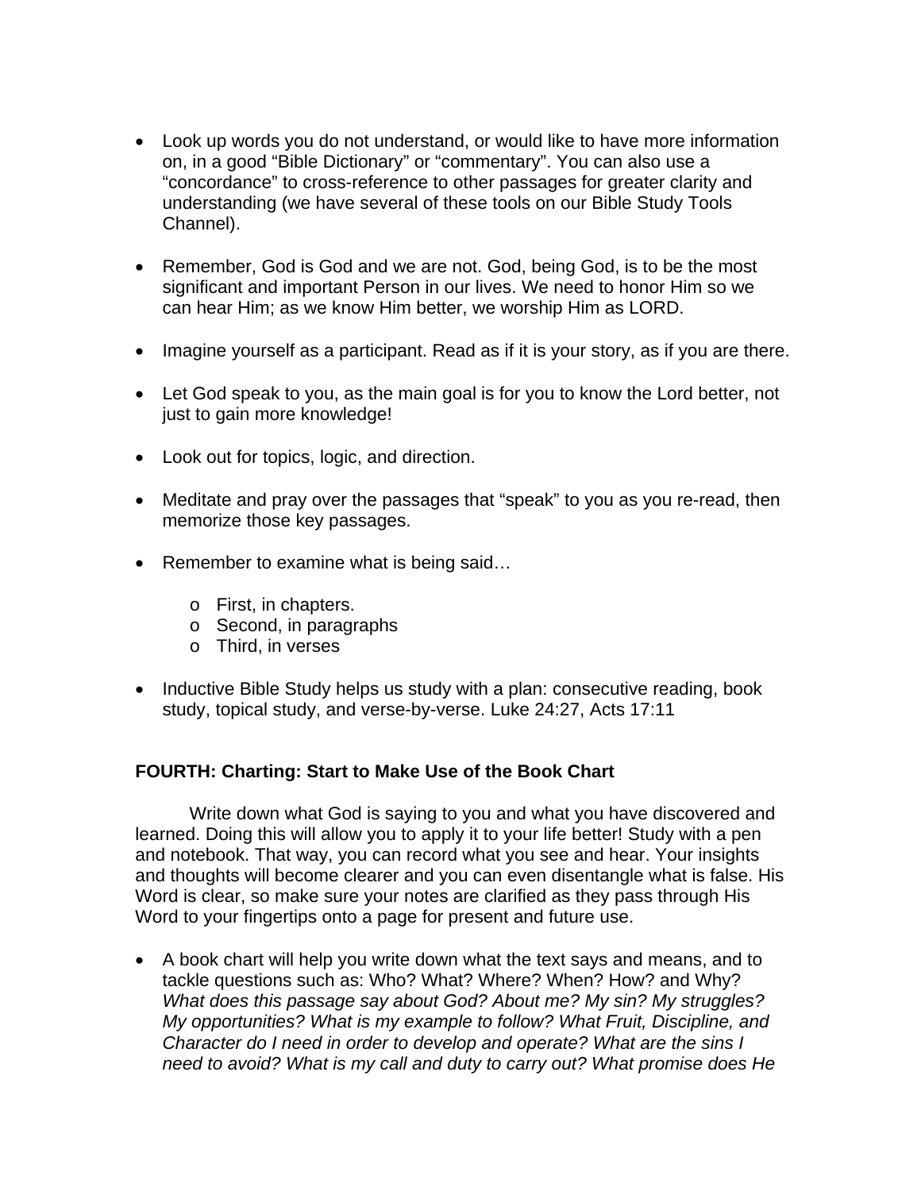- Look up words you do not understand, or would like to have more information on, in a good “Bible Dictionary” or “commentary”. You can also use a “concordance” to cross-reference to other passages for greater clarity and understanding (we have several of these tools on our Bible Study Tools Channel).

- Remember, God is God and we are not. God, being God, is to be the most significant and important Person in our lives. We need to honor Him so we can hear Him; as we know Him better, we worship Him as LORD.

- Imagine yourself as a participant. Read as if it is your story, as if you are there.

- Let God speak to you, as the main goal is for you to know the Lord better, not just to gain more knowledge!

- Look out for topics, logic, and direction.

- Meditate and pray over the passages that “speak” to you as you re-read, then memorize those key passages.

- Remember to examine what is being said…
  - First, in chapters.
  - Second, in paragraphs
  - Third, in verses

- Inductive Bible Study helps us study with a plan: consecutive reading, book study, topical study, and verse-by-verse. Luke 24:27, Acts 17:11

**FOURTH: Charting: Start to Make Use of the Book Chart**

Write down what God is saying to you and what you have discovered and learned. Doing this will allow you to apply it to your life better! Study with a pen and notebook. That way, you can record what you see and hear. Your insights and thoughts will become clearer and you can even disentangle what is false. His Word is clear, so make sure your notes are clarified as they pass through His Word to your fingertips onto a page for present and future use.

- A book chart will help you write down what the text says and means, and to tackle questions such as: Who? What? Where? When? How? and Why? *What does this passage say about God? About me? My sin? My struggles? My opportunities? What is my example to follow? What Fruit, Discipline, and Character do I need in order to develop and operate? What are the sins I need to avoid? What is my call and duty to carry out? What promise does He*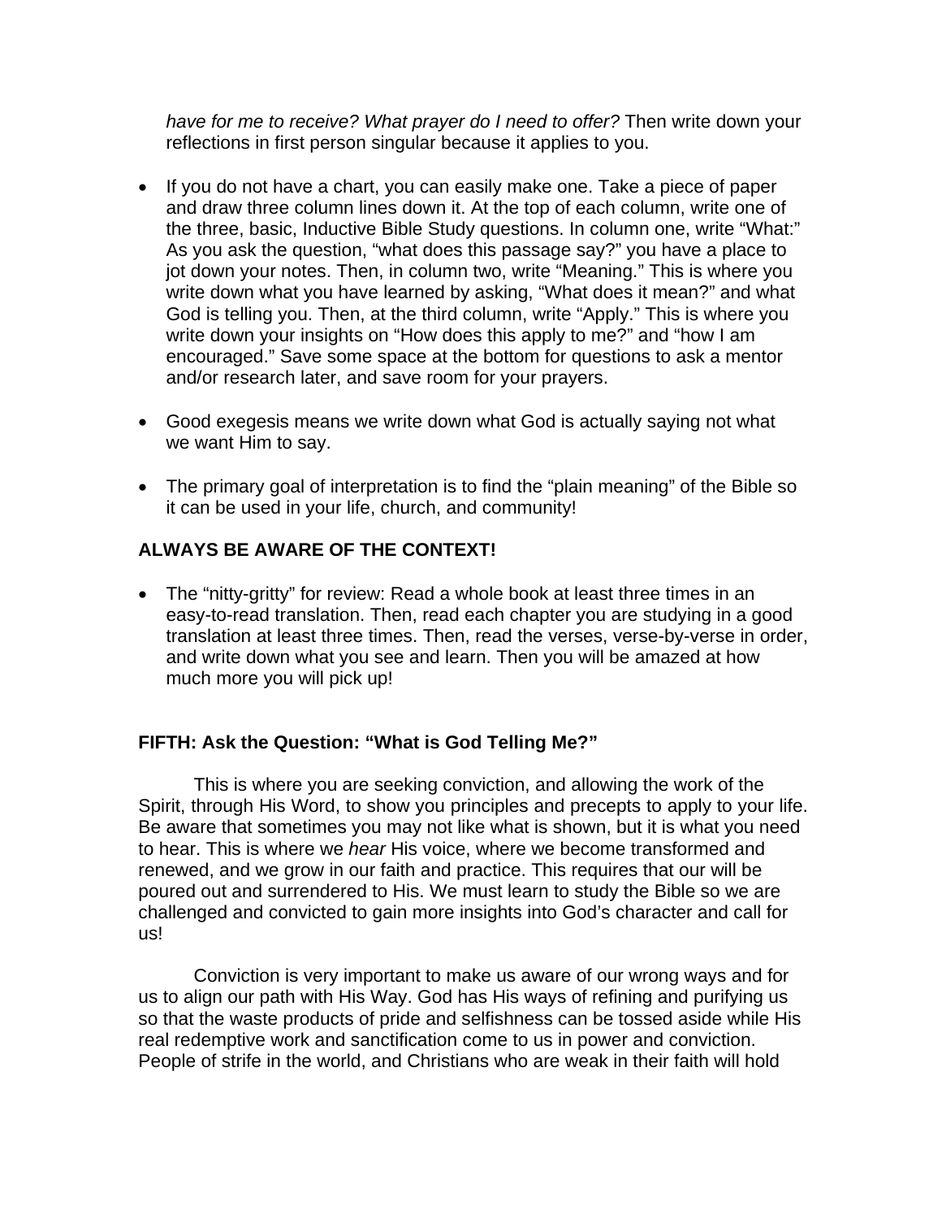*have for me to receive? What prayer do I need to offer?* Then write down your reflections in first person singular because it applies to you.

- If you do not have a chart, you can easily make one. Take a piece of paper and draw three column lines down it. At the top of each column, write one of the three, basic, Inductive Bible Study questions. In column one, write “What:” As you ask the question, “what does this passage say?” you have a place to jot down your notes. Then, in column two, write “Meaning.” This is where you write down what you have learned by asking, “What does it mean?” and what God is telling you. Then, at the third column, write “Apply.” This is where you write down your insights on “How does this apply to me?” and “how I am encouraged.” Save some space at the bottom for questions to ask a mentor and/or research later, and save room for your prayers.

- Good exegesis means we write down what God is actually saying not what we want Him to say.

- The primary goal of interpretation is to find the “plain meaning” of the Bible so it can be used in your life, church, and community!

**ALWAYS BE AWARE OF THE CONTEXT!**

- The “nitty-gritty” for review: Read a whole book at least three times in an easy-to-read translation. Then, read each chapter you are studying in a good translation at least three times. Then, read the verses, verse-by-verse in order, and write down what you see and learn. Then you will be amazed at how much more you will pick up!

### FIFTH: Ask the Question: “What is God Telling Me?”

This is where you are seeking conviction, and allowing the work of the Spirit, through His Word, to show you principles and precepts to apply to your life. Be aware that sometimes you may not like what is shown, but it is what you need to hear. This is where we *hear* His voice, where we become transformed and renewed, and we grow in our faith and practice. This requires that our will be poured out and surrendered to His. We must learn to study the Bible so we are challenged and convicted to gain more insights into God’s character and call for us!

Conviction is very important to make us aware of our wrong ways and for us to align our path with His Way. God has His ways of refining and purifying us so that the waste products of pride and selfishness can be tossed aside while His real redemptive work and sanctification come to us in power and conviction. People of strife in the world, and Christians who are weak in their faith will hold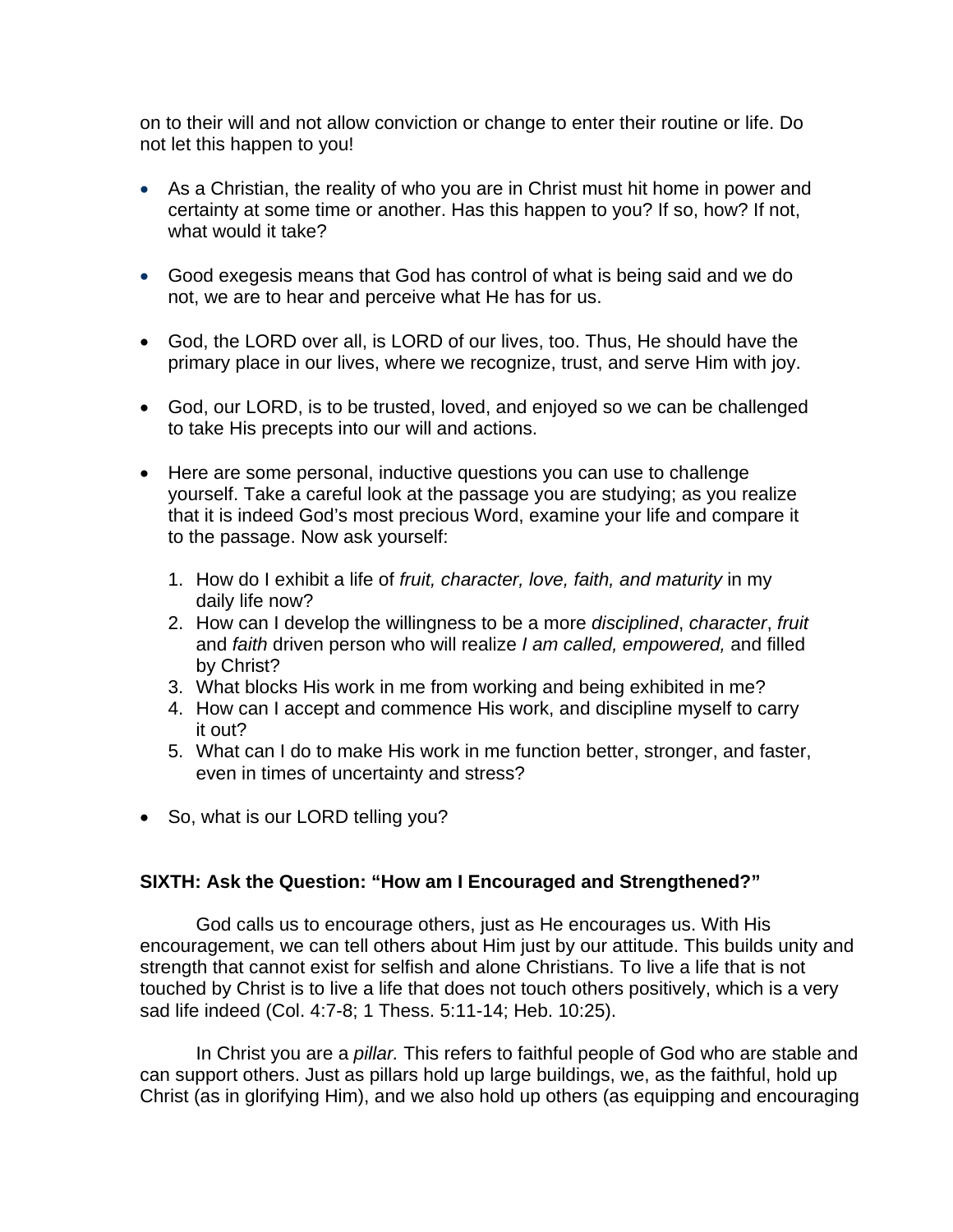on to their will and not allow conviction or change to enter their routine or life. Do not let this happen to you!

- As a Christian, the reality of who you are in Christ must hit home in power and certainty at some time or another. Has this happen to you? If so, how? If not, what would it take?

- Good exegesis means that God has control of what is being said and we do not, we are to hear and perceive what He has for us.

- God, the LORD over all, is LORD of our lives, too. Thus, He should have the primary place in our lives, where we recognize, trust, and serve Him with joy.

- God, our LORD, is to be trusted, loved, and enjoyed so we can be challenged to take His precepts into our will and actions.

- Here are some personal, inductive questions you can use to challenge yourself. Take a careful look at the passage you are studying; as you realize that it is indeed God's most precious Word, examine your life and compare it to the passage. Now ask yourself:

    1. How do I exhibit a life of *fruit, character, love, faith, and maturity* in my daily life now?
    2. How can I develop the willingness to be a more *disciplined*, *character*, *fruit* and *faith* driven person who will realize *I am called, empowered,* and filled by Christ?
    3. What blocks His work in me from working and being exhibited in me?
    4. How can I accept and commence His work, and discipline myself to carry it out?
    5. What can I do to make His work in me function better, stronger, and faster, even in times of uncertainty and stress?

- So, what is our LORD telling you?

**SIXTH: Ask the Question: "How am I Encouraged and Strengthened?"**

God calls us to encourage others, just as He encourages us. With His encouragement, we can tell others about Him just by our attitude. This builds unity and strength that cannot exist for selfish and alone Christians. To live a life that is not touched by Christ is to live a life that does not touch others positively, which is a very sad life indeed (Col. 4:7-8; 1 Thess. 5:11-14; Heb. 10:25).

In Christ you are a *pillar.* This refers to faithful people of God who are stable and can support others. Just as pillars hold up large buildings, we, as the faithful, hold up Christ (as in glorifying Him), and we also hold up others (as equipping and encouraging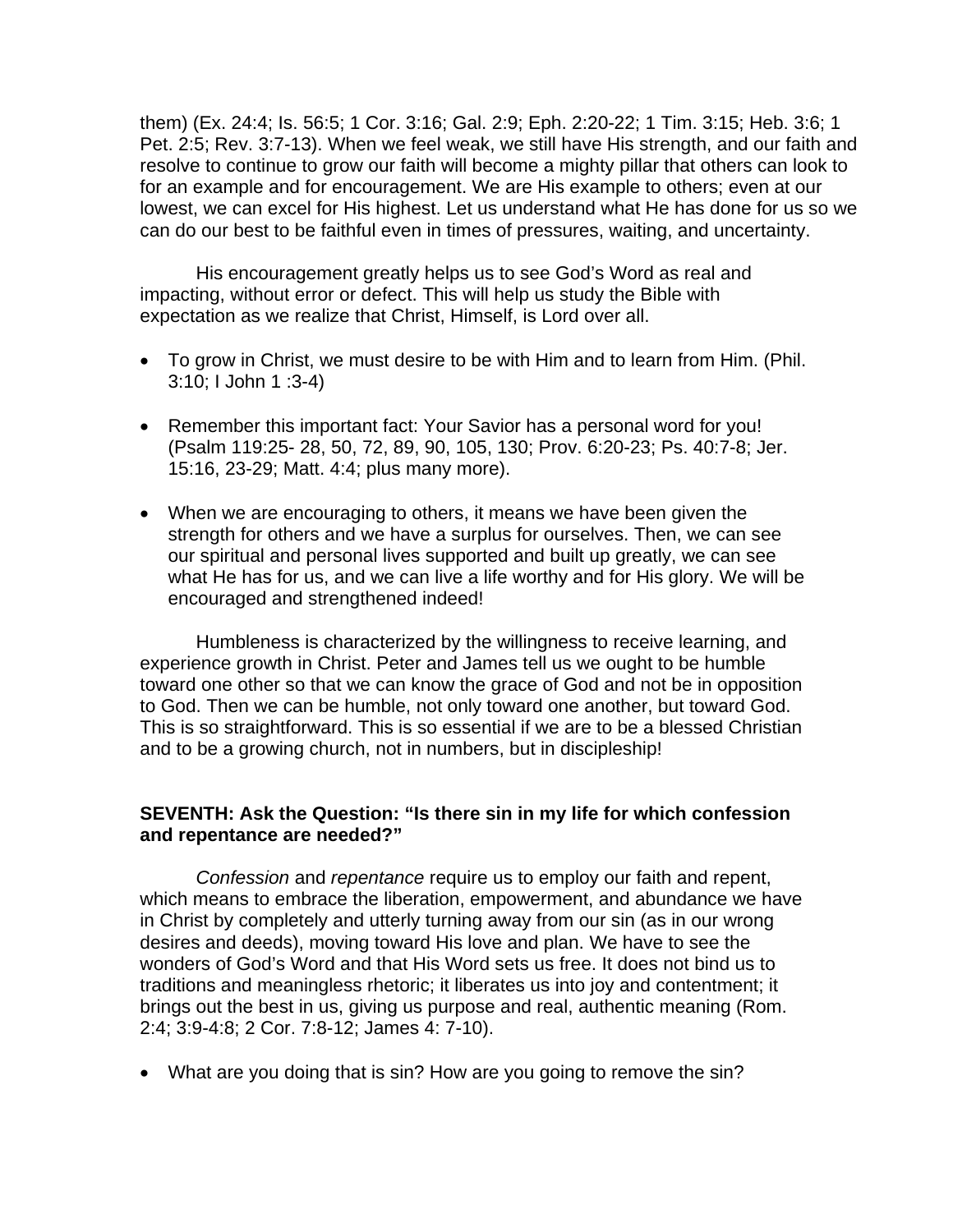them) (Ex. 24:4; Is. 56:5; 1 Cor. 3:16; Gal. 2:9; Eph. 2:20-22; 1 Tim. 3:15; Heb. 3:6; 1 Pet. 2:5; Rev. 3:7-13). When we feel weak, we still have His strength, and our faith and resolve to continue to grow our faith will become a mighty pillar that others can look to for an example and for encouragement. We are His example to others; even at our lowest, we can excel for His highest. Let us understand what He has done for us so we can do our best to be faithful even in times of pressures, waiting, and uncertainty.

His encouragement greatly helps us to see God's Word as real and impacting, without error or defect. This will help us study the Bible with expectation as we realize that Christ, Himself, is Lord over all.

- To grow in Christ, we must desire to be with Him and to learn from Him. (Phil. 3:10; I John 1 :3-4)

- Remember this important fact: Your Savior has a personal word for you! (Psalm 119:25- 28, 50, 72, 89, 90, 105, 130; Prov. 6:20-23; Ps. 40:7-8; Jer. 15:16, 23-29; Matt. 4:4; plus many more).

- When we are encouraging to others, it means we have been given the strength for others and we have a surplus for ourselves. Then, we can see our spiritual and personal lives supported and built up greatly, we can see what He has for us, and we can live a life worthy and for His glory. We will be encouraged and strengthened indeed!

Humbleness is characterized by the willingness to receive learning, and experience growth in Christ. Peter and James tell us we ought to be humble toward one other so that we can know the grace of God and not be in opposition to God. Then we can be humble, not only toward one another, but toward God. This is so straightforward. This is so essential if we are to be a blessed Christian and to be a growing church, not in numbers, but in discipleship!

**SEVENTH: Ask the Question: "Is there sin in my life for which confession and repentance are needed?"**

*Confession* and *repentance* require us to employ our faith and repent, which means to embrace the liberation, empowerment, and abundance we have in Christ by completely and utterly turning away from our sin (as in our wrong desires and deeds), moving toward His love and plan. We have to see the wonders of God's Word and that His Word sets us free. It does not bind us to traditions and meaningless rhetoric; it liberates us into joy and contentment; it brings out the best in us, giving us purpose and real, authentic meaning (Rom. 2:4; 3:9-4:8; 2 Cor. 7:8-12; James 4: 7-10).

- What are you doing that is sin? How are you going to remove the sin?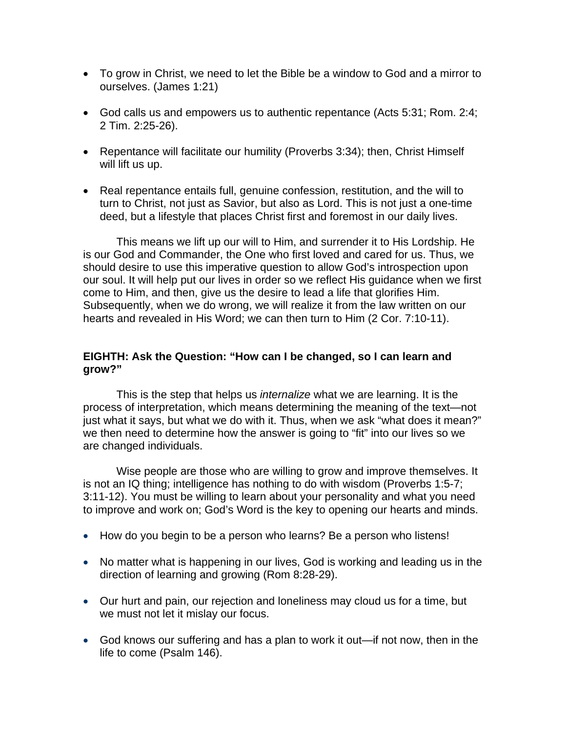- To grow in Christ, we need to let the Bible be a window to God and a mirror to ourselves. (James 1:21)

- God calls us and empowers us to authentic repentance (Acts 5:31; Rom. 2:4; 2 Tim. 2:25-26).

- Repentance will facilitate our humility (Proverbs 3:34); then, Christ Himself will lift us up.

- Real repentance entails full, genuine confession, restitution, and the will to turn to Christ, not just as Savior, but also as Lord. This is not just a one-time deed, but a lifestyle that places Christ first and foremost in our daily lives.

This means we lift up our will to Him, and surrender it to His Lordship. He is our God and Commander, the One who first loved and cared for us. Thus, we should desire to use this imperative question to allow God's introspection upon our soul. It will help put our lives in order so we reflect His guidance when we first come to Him, and then, give us the desire to lead a life that glorifies Him. Subsequently, when we do wrong, we will realize it from the law written on our hearts and revealed in His Word; we can then turn to Him (2 Cor. 7:10-11).

**EIGHTH: Ask the Question: "How can I be changed, so I can learn and grow?"**

This is the step that helps us *internalize* what we are learning. It is the process of interpretation, which means determining the meaning of the text—not just what it says, but what we do with it. Thus, when we ask "what does it mean?" we then need to determine how the answer is going to "fit" into our lives so we are changed individuals.

Wise people are those who are willing to grow and improve themselves. It is not an IQ thing; intelligence has nothing to do with wisdom (Proverbs 1:5-7; 3:11-12). You must be willing to learn about your personality and what you need to improve and work on; God's Word is the key to opening our hearts and minds.

- How do you begin to be a person who learns? Be a person who listens!

- No matter what is happening in our lives, God is working and leading us in the direction of learning and growing (Rom 8:28-29).

- Our hurt and pain, our rejection and loneliness may cloud us for a time, but we must not let it mislay our focus.

- God knows our suffering and has a plan to work it out—if not now, then in the life to come (Psalm 146).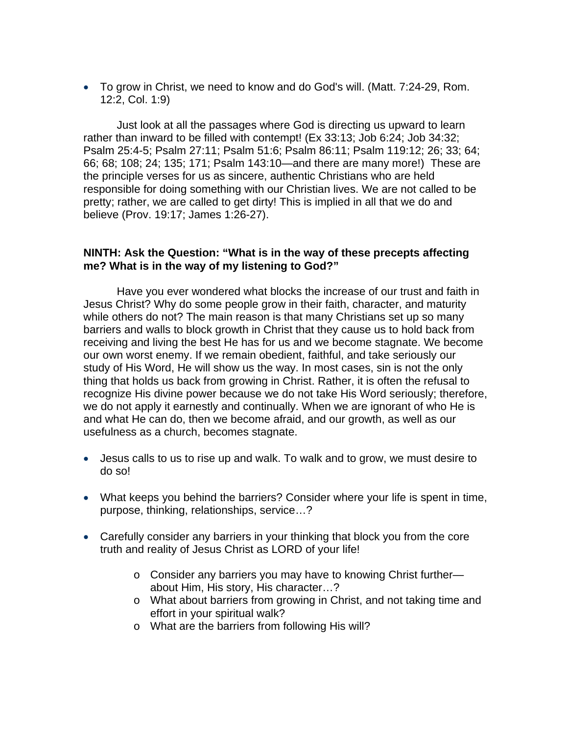- To grow in Christ, we need to know and do God's will. (Matt. 7:24-29, Rom. 12:2, Col. 1:9)

Just look at all the passages where God is directing us upward to learn rather than inward to be filled with contempt! (Ex 33:13; Job 6:24; Job 34:32; Psalm 25:4-5; Psalm 27:11; Psalm 51:6; Psalm 86:11; Psalm 119:12; 26; 33; 64; 66; 68; 108; 24; 135; 171; Psalm 143:10—and there are many more!) These are the principle verses for us as sincere, authentic Christians who are held responsible for doing something with our Christian lives. We are not called to be pretty; rather, we are called to get dirty! This is implied in all that we do and believe (Prov. 19:17; James 1:26-27).

**NINTH: Ask the Question: "What is in the way of these precepts affecting me? What is in the way of my listening to God?"**

Have you ever wondered what blocks the increase of our trust and faith in Jesus Christ? Why do some people grow in their faith, character, and maturity while others do not? The main reason is that many Christians set up so many barriers and walls to block growth in Christ that they cause us to hold back from receiving and living the best He has for us and we become stagnate. We become our own worst enemy. If we remain obedient, faithful, and take seriously our study of His Word, He will show us the way. In most cases, sin is not the only thing that holds us back from growing in Christ. Rather, it is often the refusal to recognize His divine power because we do not take His Word seriously; therefore, we do not apply it earnestly and continually. When we are ignorant of who He is and what He can do, then we become afraid, and our growth, as well as our usefulness as a church, becomes stagnate.

- Jesus calls to us to rise up and walk. To walk and to grow, we must desire to do so!

- What keeps you behind the barriers? Consider where your life is spent in time, purpose, thinking, relationships, service…?

- Carefully consider any barriers in your thinking that block you from the core truth and reality of Jesus Christ as LORD of your life!

    - Consider any barriers you may have to knowing Christ further—about Him, His story, His character…?
    - What about barriers from growing in Christ, and not taking time and effort in your spiritual walk?
    - What are the barriers from following His will?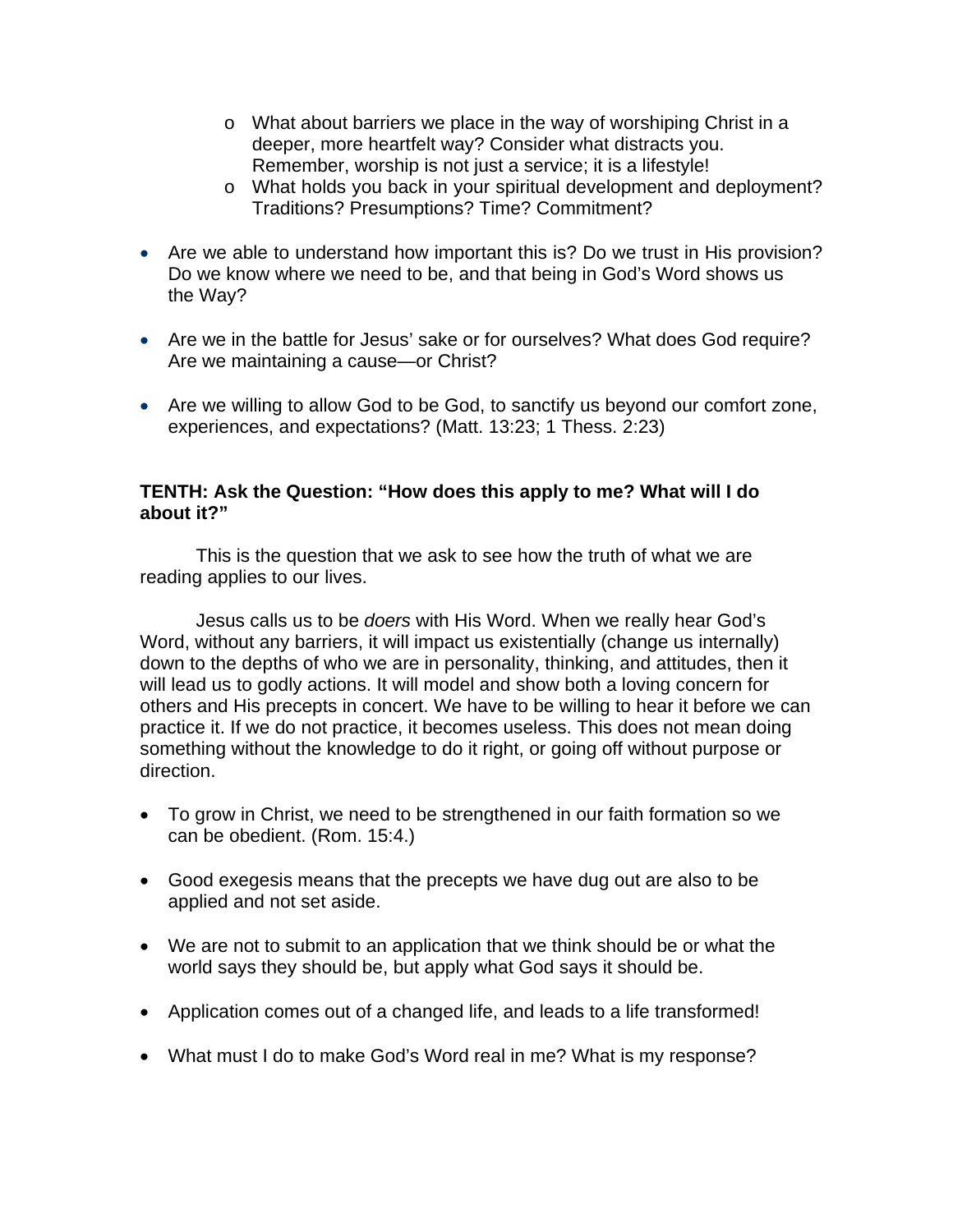- What about barriers we place in the way of worshiping Christ in a deeper, more heartfelt way? Consider what distracts you. Remember, worship is not just a service; it is a lifestyle!
  - What holds you back in your spiritual development and deployment? Traditions? Presumptions? Time? Commitment?

- Are we able to understand how important this is? Do we trust in His provision? Do we know where we need to be, and that being in God's Word shows us the Way?

- Are we in the battle for Jesus' sake or for ourselves? What does God require? Are we maintaining a cause—or Christ?

- Are we willing to allow God to be God, to sanctify us beyond our comfort zone, experiences, and expectations? (Matt. 13:23; 1 Thess. 2:23)

**TENTH: Ask the Question: "How does this apply to me? What will I do about it?"**

This is the question that we ask to see how the truth of what we are reading applies to our lives.

Jesus calls us to be *doers* with His Word. When we really hear God's Word, without any barriers, it will impact us existentially (change us internally) down to the depths of who we are in personality, thinking, and attitudes, then it will lead us to godly actions. It will model and show both a loving concern for others and His precepts in concert. We have to be willing to hear it before we can practice it. If we do not practice, it becomes useless. This does not mean doing something without the knowledge to do it right, or going off without purpose or direction.

- To grow in Christ, we need to be strengthened in our faith formation so we can be obedient. (Rom. 15:4.)

- Good exegesis means that the precepts we have dug out are also to be applied and not set aside.

- We are not to submit to an application that we think should be or what the world says they should be, but apply what God says it should be.

- Application comes out of a changed life, and leads to a life transformed!

- What must I do to make God's Word real in me? What is my response?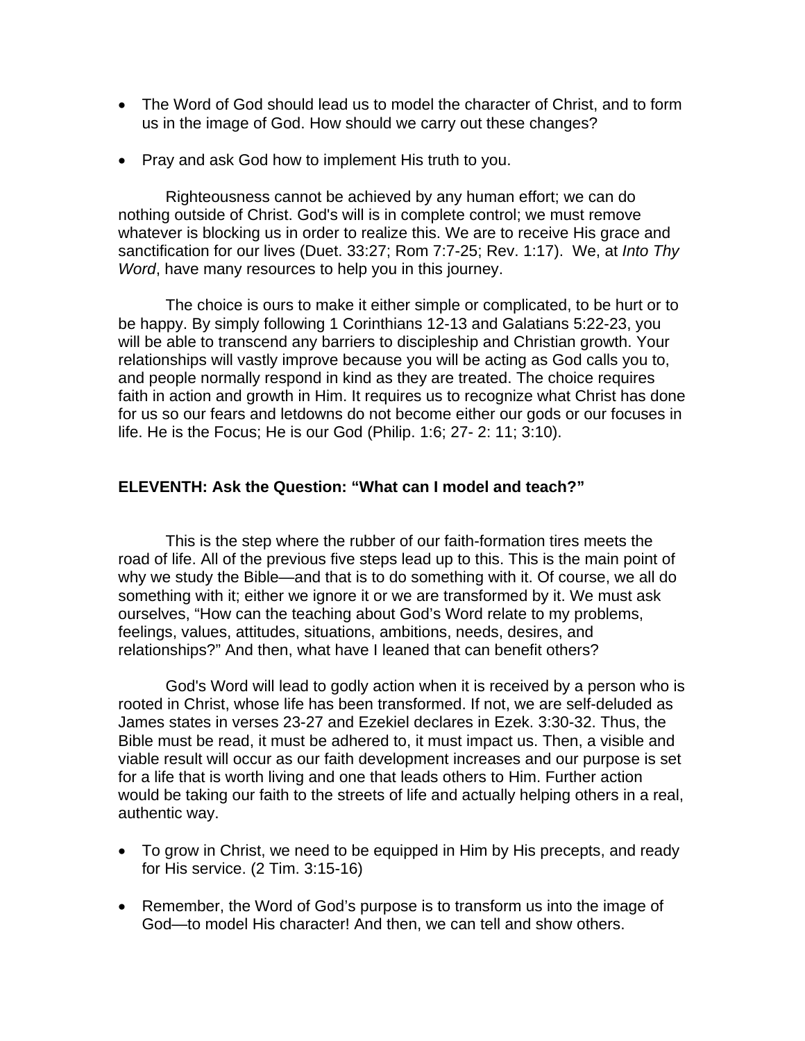- The Word of God should lead us to model the character of Christ, and to form us in the image of God. How should we carry out these changes?

- Pray and ask God how to implement His truth to you.

Righteousness cannot be achieved by any human effort; we can do nothing outside of Christ. God's will is in complete control; we must remove whatever is blocking us in order to realize this. We are to receive His grace and sanctification for our lives (Duet. 33:27; Rom 7:7-25; Rev. 1:17). We, at *Into Thy Word*, have many resources to help you in this journey.

The choice is ours to make it either simple or complicated, to be hurt or to be happy. By simply following 1 Corinthians 12-13 and Galatians 5:22-23, you will be able to transcend any barriers to discipleship and Christian growth. Your relationships will vastly improve because you will be acting as God calls you to, and people normally respond in kind as they are treated. The choice requires faith in action and growth in Him. It requires us to recognize what Christ has done for us so our fears and letdowns do not become either our gods or our focuses in life. He is the Focus; He is our God (Philip. 1:6; 27- 2: 11; 3:10).

**ELEVENTH: Ask the Question: "What can I model and teach?"**

This is the step where the rubber of our faith-formation tires meets the road of life. All of the previous five steps lead up to this. This is the main point of why we study the Bible—and that is to do something with it. Of course, we all do something with it; either we ignore it or we are transformed by it. We must ask ourselves, "How can the teaching about God's Word relate to my problems, feelings, values, attitudes, situations, ambitions, needs, desires, and relationships?" And then, what have I leaned that can benefit others?

God's Word will lead to godly action when it is received by a person who is rooted in Christ, whose life has been transformed. If not, we are self-deluded as James states in verses 23-27 and Ezekiel declares in Ezek. 3:30-32. Thus, the Bible must be read, it must be adhered to, it must impact us. Then, a visible and viable result will occur as our faith development increases and our purpose is set for a life that is worth living and one that leads others to Him. Further action would be taking our faith to the streets of life and actually helping others in a real, authentic way.

- To grow in Christ, we need to be equipped in Him by His precepts, and ready for His service. (2 Tim. 3:15-16)

- Remember, the Word of God's purpose is to transform us into the image of God—to model His character! And then, we can tell and show others.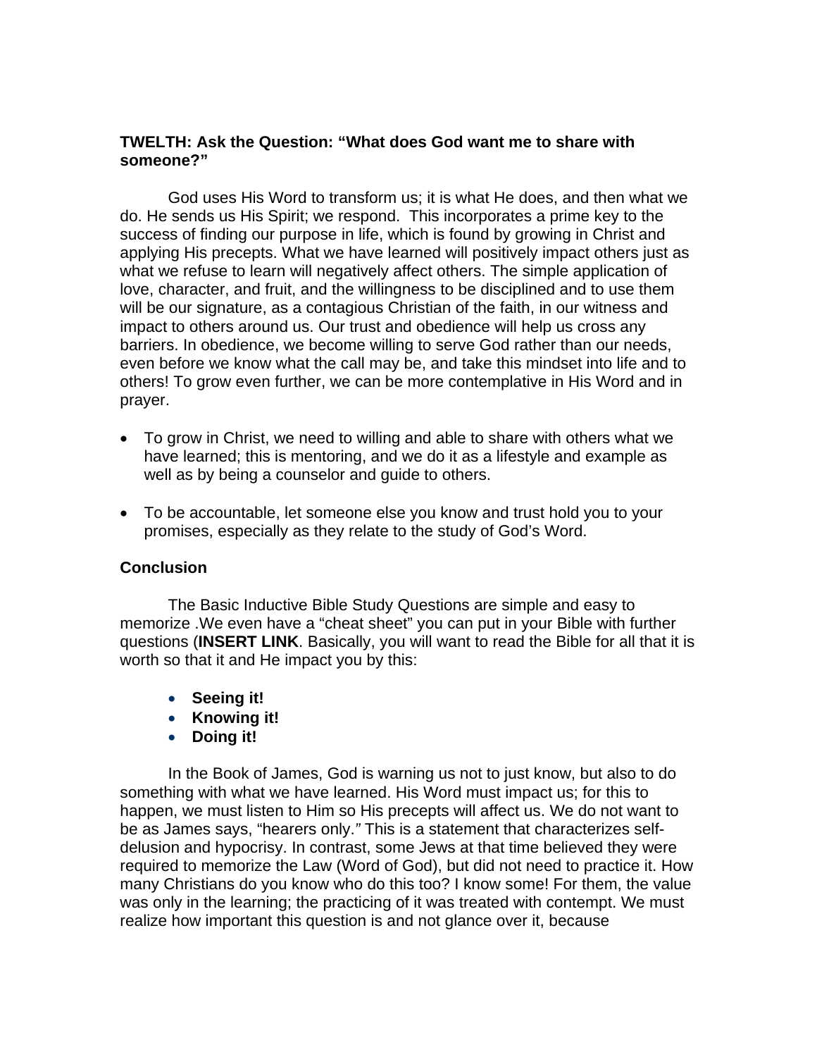**TWELTH: Ask the Question: "What does God want me to share with someone?"**

God uses His Word to transform us; it is what He does, and then what we do. He sends us His Spirit; we respond. This incorporates a prime key to the success of finding our purpose in life, which is found by growing in Christ and applying His precepts. What we have learned will positively impact others just as what we refuse to learn will negatively affect others. The simple application of love, character, and fruit, and the willingness to be disciplined and to use them will be our signature, as a contagious Christian of the faith, in our witness and impact to others around us. Our trust and obedience will help us cross any barriers. In obedience, we become willing to serve God rather than our needs, even before we know what the call may be, and take this mindset into life and to others! To grow even further, we can be more contemplative in His Word and in prayer.

- To grow in Christ, we need to willing and able to share with others what we have learned; this is mentoring, and we do it as a lifestyle and example as well as by being a counselor and guide to others.

- To be accountable, let someone else you know and trust hold you to your promises, especially as they relate to the study of God's Word.

**Conclusion**

The Basic Inductive Bible Study Questions are simple and easy to memorize .We even have a "cheat sheet" you can put in your Bible with further questions (**INSERT LINK**. Basically, you will want to read the Bible for all that it is worth so that it and He impact you by this:

- **Seeing it!**
- **Knowing it!**
- **Doing it!**

In the Book of James, God is warning us not to just know, but also to do something with what we have learned. His Word must impact us; for this to happen, we must listen to Him so His precepts will affect us. We do not want to be as James says, "hearers only." This is a statement that characterizes self-delusion and hypocrisy. In contrast, some Jews at that time believed they were required to memorize the Law (Word of God), but did not need to practice it. How many Christians do you know who do this too? I know some! For them, the value was only in the learning; the practicing of it was treated with contempt. We must realize how important this question is and not glance over it, because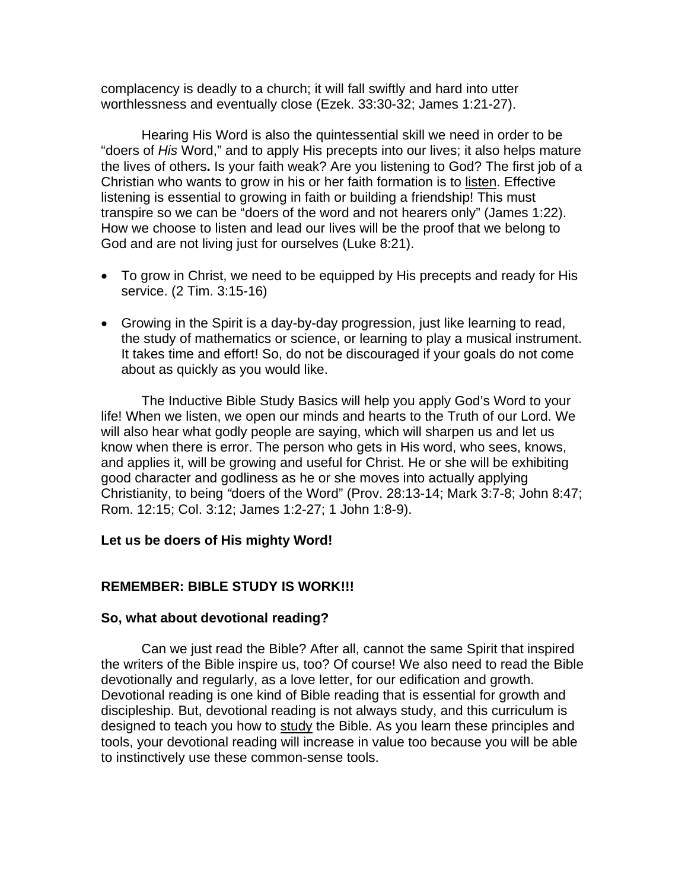complacency is deadly to a church; it will fall swiftly and hard into utter worthlessness and eventually close (Ezek. 33:30-32; James 1:21-27).

Hearing His Word is also the quintessential skill we need in order to be "doers of *His* Word," and to apply His precepts into our lives; it also helps mature the lives of others**.** Is your faith weak? Are you listening to God? The first job of a Christian who wants to grow in his or her faith formation is to <u>listen</u>. Effective listening is essential to growing in faith or building a friendship! This must transpire so we can be "doers of the word and not hearers only" (James 1:22). How we choose to listen and lead our lives will be the proof that we belong to God and are not living just for ourselves (Luke 8:21).

- To grow in Christ, we need to be equipped by His precepts and ready for His service. (2 Tim. 3:15-16)
- Growing in the Spirit is a day-by-day progression, just like learning to read, the study of mathematics or science, or learning to play a musical instrument. It takes time and effort! So, do not be discouraged if your goals do not come about as quickly as you would like.

The Inductive Bible Study Basics will help you apply God's Word to your life! When we listen, we open our minds and hearts to the Truth of our Lord. We will also hear what godly people are saying, which will sharpen us and let us know when there is error. The person who gets in His word, who sees, knows, and applies it, will be growing and useful for Christ. He or she will be exhibiting good character and godliness as he or she moves into actually applying Christianity, to being "doers of the Word" (Prov. 28:13-14; Mark 3:7-8; John 8:47; Rom. 12:15; Col. 3:12; James 1:2-27; 1 John 1:8-9).

**Let us be doers of His mighty Word!**

**REMEMBER: BIBLE STUDY IS WORK!!!**

**So, what about devotional reading?**

Can we just read the Bible? After all, cannot the same Spirit that inspired the writers of the Bible inspire us, too? Of course! We also need to read the Bible devotionally and regularly, as a love letter, for our edification and growth. Devotional reading is one kind of Bible reading that is essential for growth and discipleship. But, devotional reading is not always study, and this curriculum is designed to teach you how to <u>study</u> the Bible. As you learn these principles and tools, your devotional reading will increase in value too because you will be able to instinctively use these common-sense tools.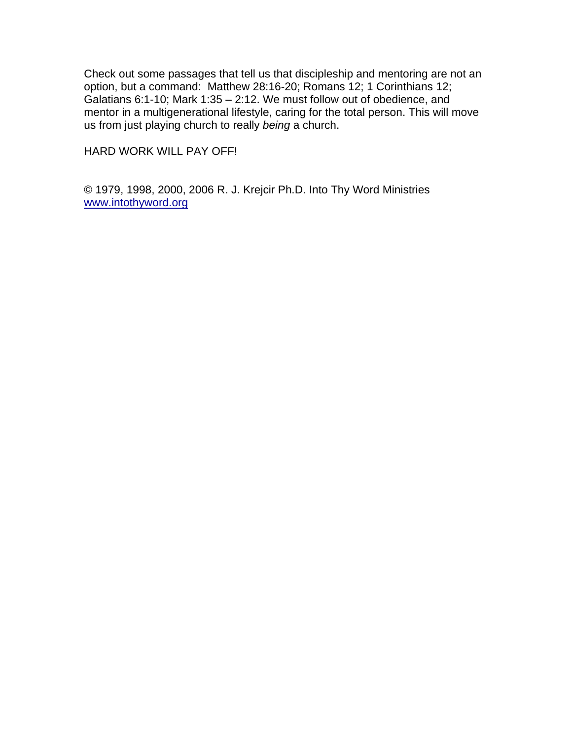Check out some passages that tell us that discipleship and mentoring are not an option, but a command: Matthew 28:16-20; Romans 12; 1 Corinthians 12; Galatians 6:1-10; Mark 1:35 – 2:12. We must follow out of obedience, and mentor in a multigenerational lifestyle, caring for the total person. This will move us from just playing church to really *being* a church.

HARD WORK WILL PAY OFF!

© 1979, 1998, 2000, 2006 R. J. Krejcir Ph.D. Into Thy Word Ministries
www.intothyword.org